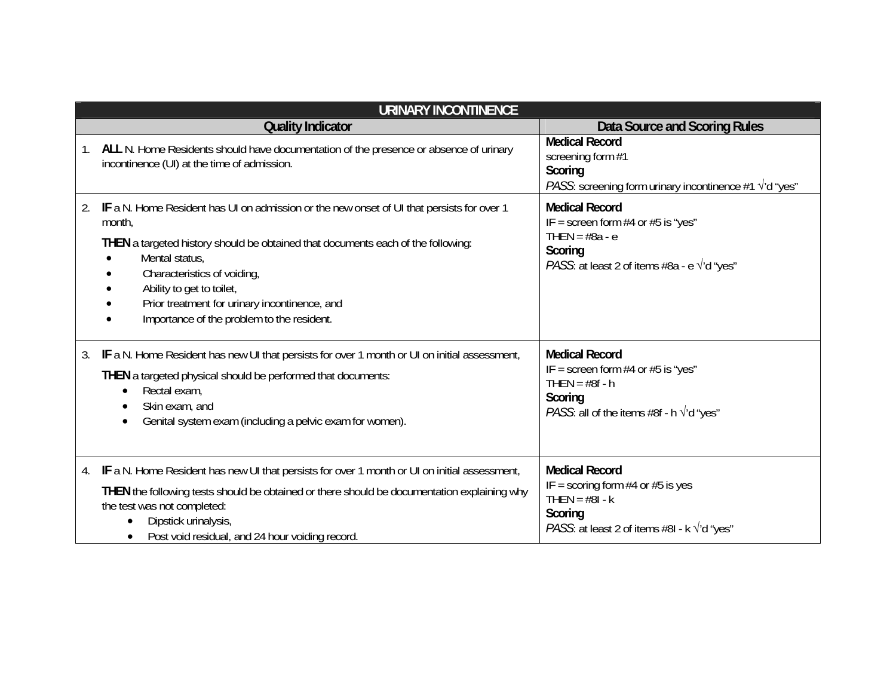| URINARY INCONTINENCE | |
|---|---|
| **Quality Indicator** | **Data Source and Scoring Rules** |
| 1. **ALL** N. Home Residents should have documentation of the presence or absence of urinary incontinence (UI) at the time of admission. | **Medical Record**<br>screening form #1<br>**Scoring**<br>*PASS*: screening form urinary incontinence #1 √'d "yes" |
| 2. **IF** a N. Home Resident has UI on admission or the new onset of UI that persists for over 1 month,<br>**THEN** a targeted history should be obtained that documents each of the following:<br>• Mental status,<br>• Characteristics of voiding,<br>• Ability to get to toilet,<br>• Prior treatment for urinary incontinence, and<br>• Importance of the problem to the resident. | **Medical Record**<br>IF = screen form #4 or #5 is "yes"<br>THEN = #8a - e<br>**Scoring**<br>*PASS*: at least 2 of items #8a - e √'d "yes" |
| 3. **IF** a N. Home Resident has new UI that persists for over 1 month or UI on initial assessment,<br>**THEN** a targeted physical should be performed that documents:<br>• Rectal exam,<br>• Skin exam, and<br>• Genital system exam (including a pelvic exam for women). | **Medical Record**<br>IF = screen form #4 or #5 is "yes"<br>THEN = #8f - h<br>**Scoring**<br>*PASS*: all of the items #8f - h √'d "yes" |
| 4. **IF** a N. Home Resident has new UI that persists for over 1 month or UI on initial assessment,<br>**THEN** the following tests should be obtained or there should be documentation explaining why the test was not completed:<br>• Dipstick urinalysis,<br>• Post void residual, and 24 hour voiding record. | **Medical Record**<br>IF = scoring form #4 or #5 is yes<br>THEN = #8I - k<br>**Scoring**<br>*PASS*: at least 2 of items #8I - k √'d "yes" |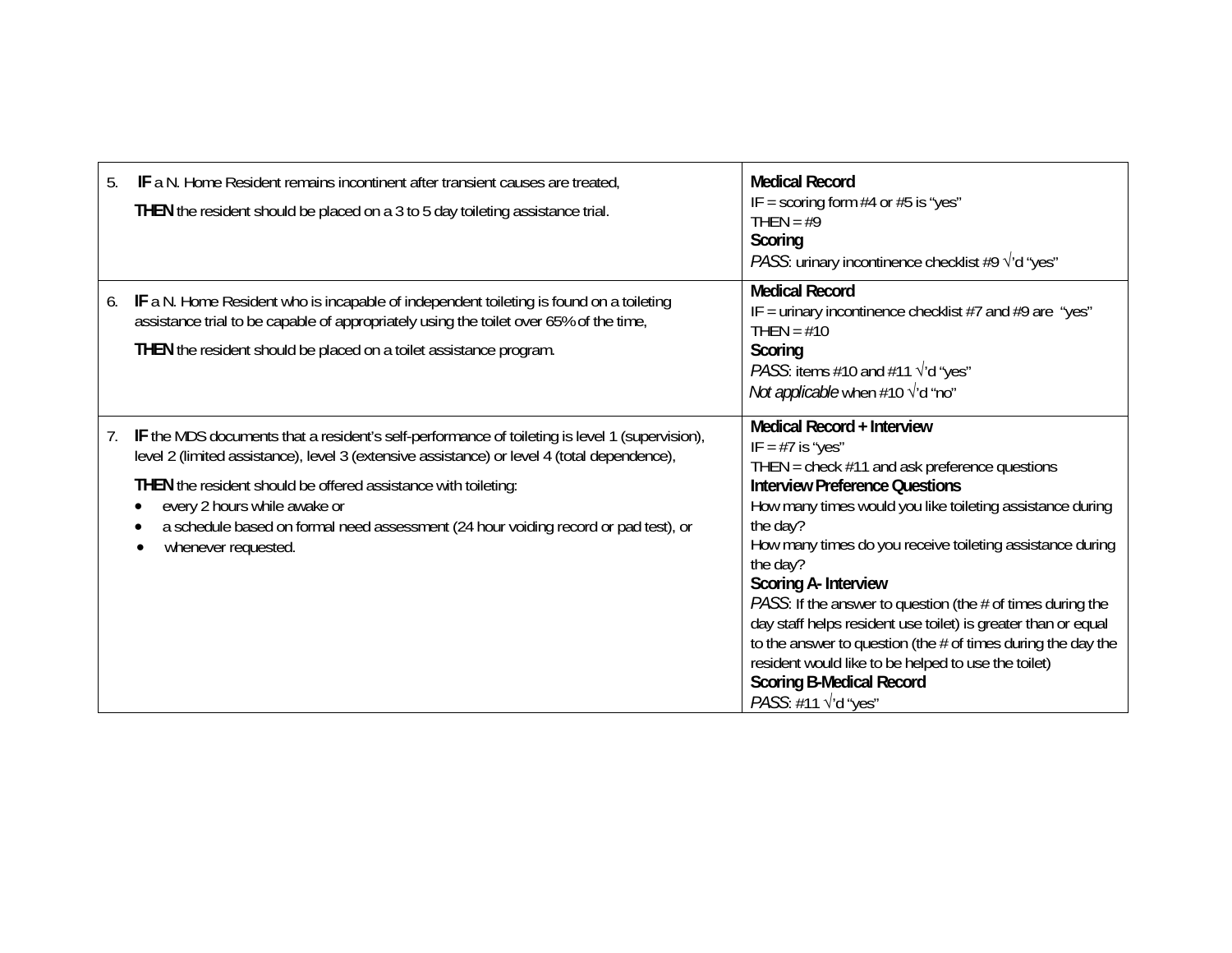| | |
|---|---|
| 5. **IF** a N. Home Resident remains incontinent after transient causes are treated,<br>**THEN** the resident should be placed on a 3 to 5 day toileting assistance trial. | **Medical Record**<br>IF = scoring form #4 or #5 is "yes"<br>THEN = #9<br>**Scoring**<br>*PASS*: urinary incontinence checklist #9 √'d "yes" |
| 6. **IF** a N. Home Resident who is incapable of independent toileting is found on a toileting assistance trial to be capable of appropriately using the toilet over 65% of the time,<br>**THEN** the resident should be placed on a toilet assistance program. | **Medical Record**<br>IF = urinary incontinence checklist #7 and #9 are "yes"<br>THEN = #10<br>**Scoring**<br>*PASS*: items #10 and #11 √'d "yes"<br>*Not applicable* when #10 √'d "no" |
| 7. **IF** the MDS documents that a resident's self-performance of toileting is level 1 (supervision), level 2 (limited assistance), level 3 (extensive assistance) or level 4 (total dependence),<br>**THEN** the resident should be offered assistance with toileting:<br>• every 2 hours while awake or<br>• a schedule based on formal need assessment (24 hour voiding record or pad test), or<br>• whenever requested. | **Medical Record + Interview**<br>IF = #7 is "yes"<br>THEN = check #11 and ask preference questions<br>**Interview Preference Questions**<br>How many times would you like toileting assistance during the day?<br>How many times do you receive toileting assistance during the day?<br>**Scoring A- Interview**<br>*PASS*: If the answer to question (the # of times during the day staff helps resident use toilet) is greater than or equal to the answer to question (the # of times during the day the resident would like to be helped to use the toilet)<br>**Scoring B-Medical Record**<br>*PASS*: #11 √'d "yes" |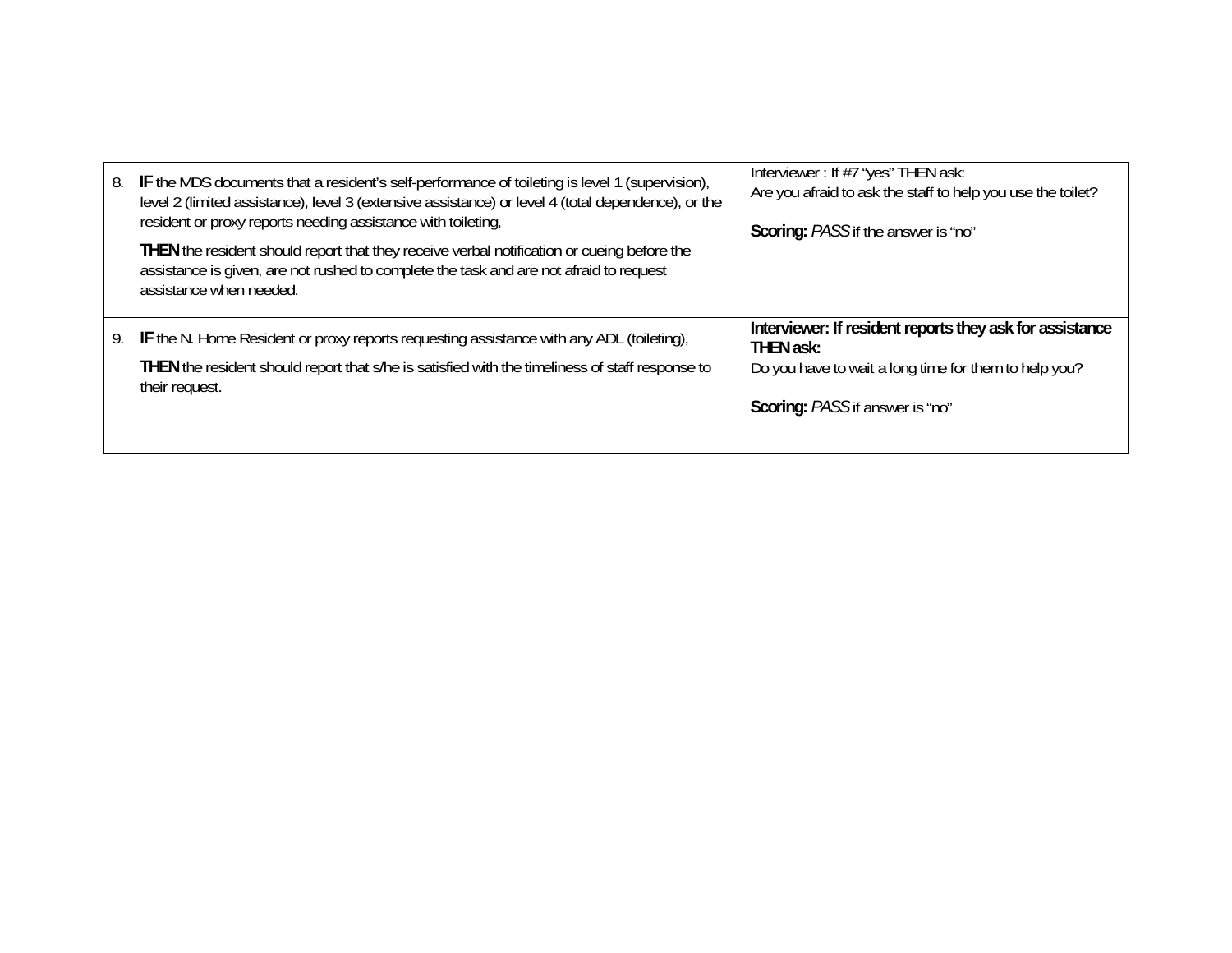| | |
|---|---|
| 8. **IF** the MDS documents that a resident's self-performance of toileting is level 1 (supervision), level 2 (limited assistance), level 3 (extensive assistance) or level 4 (total dependence), or the resident or proxy reports needing assistance with toileting,<br><br>**THEN** the resident should report that they receive verbal notification or cueing before the assistance is given, are not rushed to complete the task and are not afraid to request assistance when needed. | Interviewer : If #7 "yes" THEN ask:<br>Are you afraid to ask the staff to help you use the toilet?<br><br>**Scoring:** *PASS* if the answer is "no" |
| 9. **IF** the N. Home Resident or proxy reports requesting assistance with any ADL (toileting),<br><br>**THEN** the resident should report that s/he is satisfied with the timeliness of staff response to their request. | **Interviewer: If resident reports they ask for assistance THEN ask:**<br>Do you have to wait a long time for them to help you?<br><br>**Scoring:** *PASS* if answer is "no" |